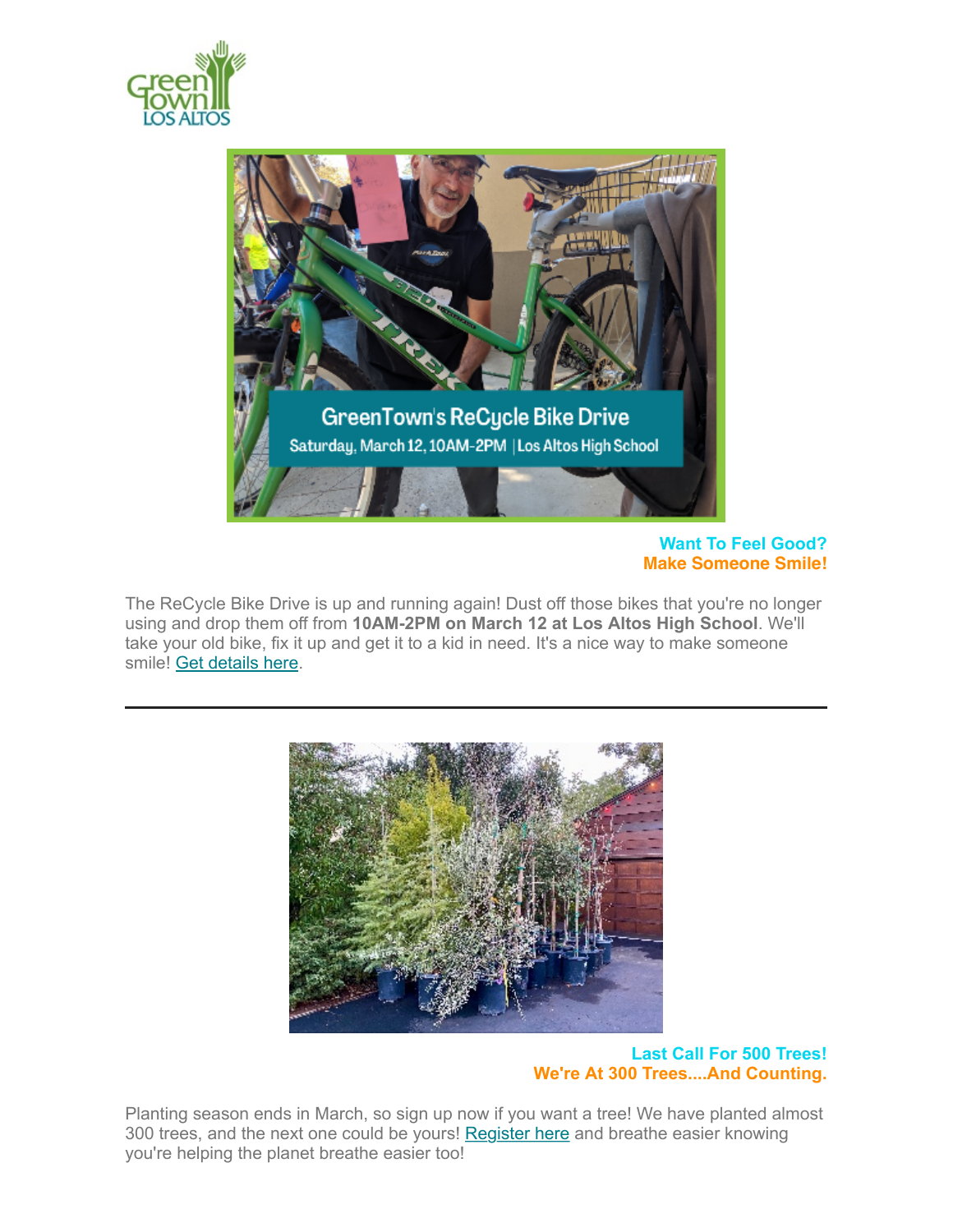**Want To Feel Good?**
**Make Someone Smile!**

The ReCycle Bike Drive is up and running again! Dust off those bikes that you're no longer using and drop them off from **10AM-2PM on March 12 at Los Altos High School**. We'll take your old bike, fix it up and get it to a kid in need. It's a nice way to make someone smile! Get details here.

---

**Last Call For 500 Trees!**
**We're At 300 Trees....And Counting.**

Planting season ends in March, so sign up now if you want a tree! We have planted almost 300 trees, and the next one could be yours! Register here and breathe easier knowing you're helping the planet breathe easier too!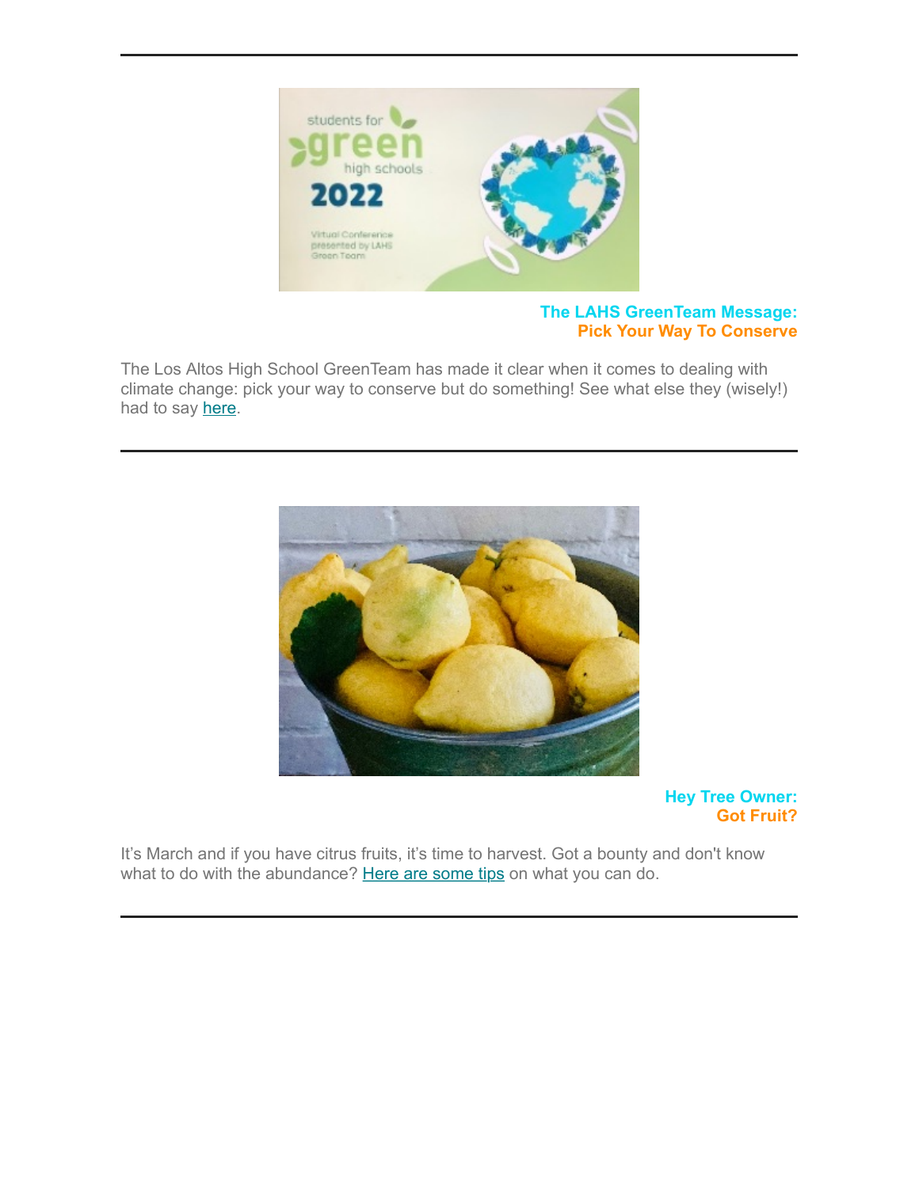---

**The LAHS GreenTeam Message:**
**Pick Your Way To Conserve**

The Los Altos High School GreenTeam has made it clear when it comes to dealing with climate change: pick your way to conserve but do something! See what else they (wisely!) had to say here.

---

**Hey Tree Owner:**
**Got Fruit?**

It's March and if you have citrus fruits, it's time to harvest. Got a bounty and don't know what to do with the abundance? Here are some tips on what you can do.

---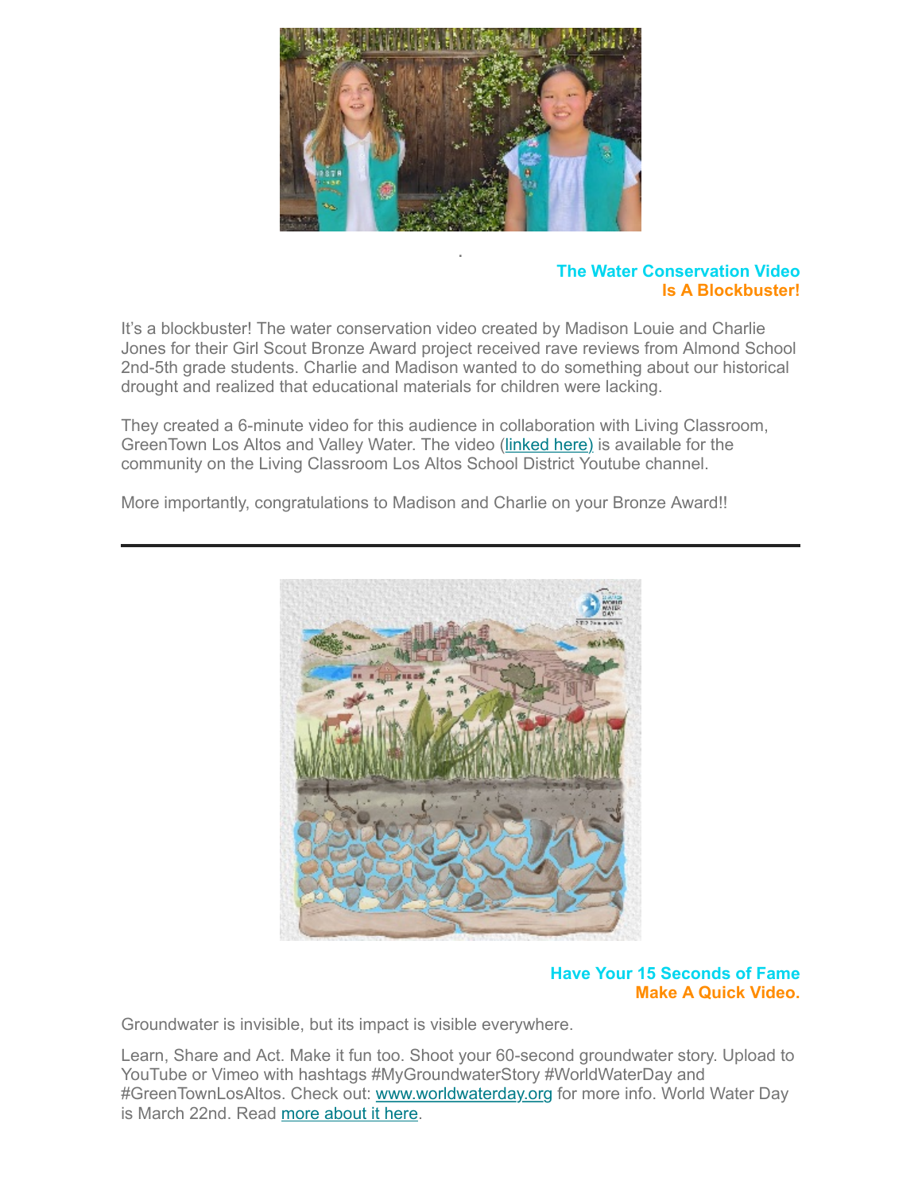.

## The Water Conservation Video
## Is A Blockbuster!

It's a blockbuster! The water conservation video created by Madison Louie and Charlie Jones for their Girl Scout Bronze Award project received rave reviews from Almond School 2nd-5th grade students. Charlie and Madison wanted to do something about our historical drought and realized that educational materials for children were lacking.

They created a 6-minute video for this audience in collaboration with Living Classroom, GreenTown Los Altos and Valley Water. The video (linked here) is available for the community on the Living Classroom Los Altos School District Youtube channel.

More importantly, congratulations to Madison and Charlie on your Bronze Award!!

---

## Have Your 15 Seconds of Fame
## Make A Quick Video.

Groundwater is invisible, but its impact is visible everywhere.

Learn, Share and Act. Make it fun too. Shoot your 60-second groundwater story. Upload to YouTube or Vimeo with hashtags #MyGroundwaterStory #WorldWaterDay and #GreenTownLosAltos. Check out: www.worldwaterday.org for more info. World Water Day is March 22nd. Read more about it here.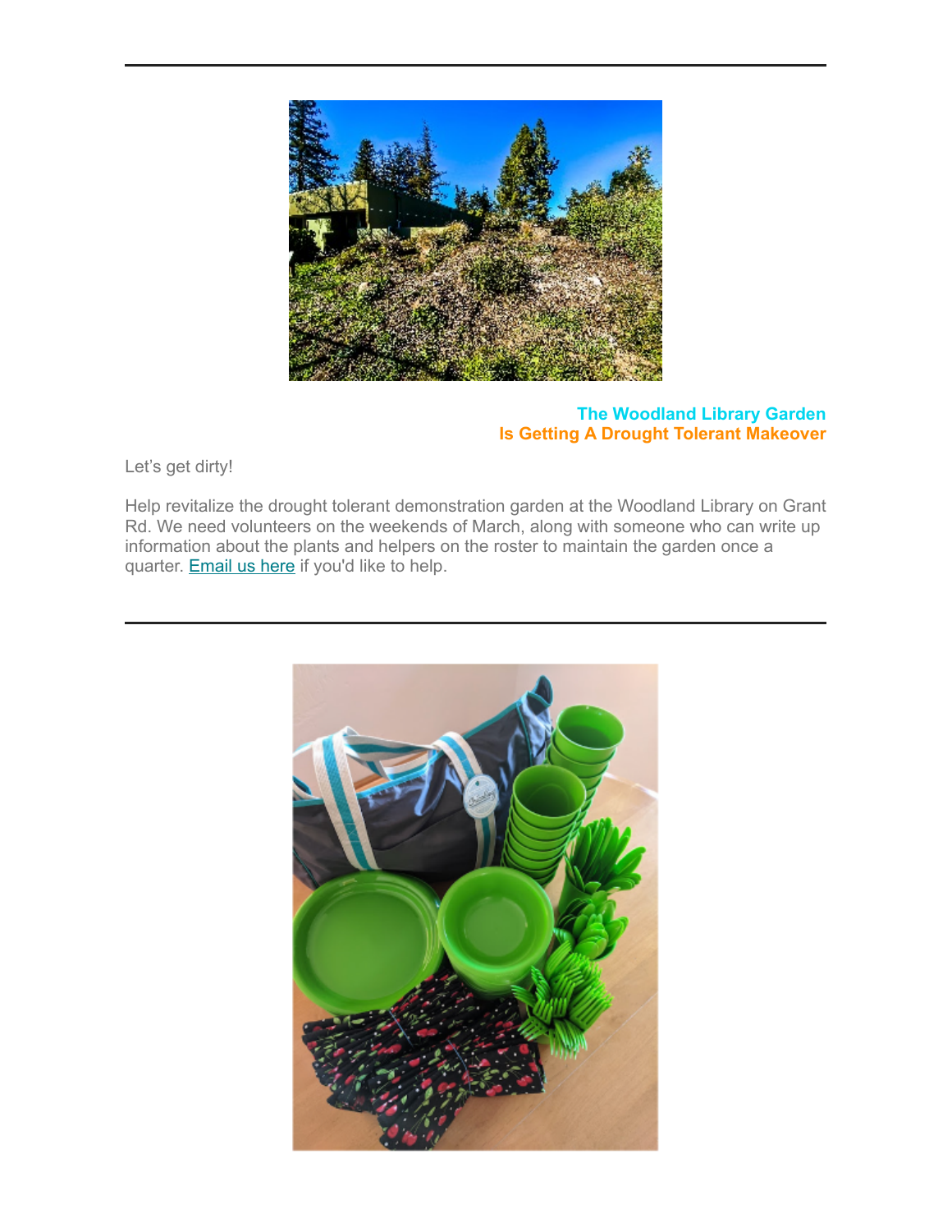---

## The Woodland Library Garden
## Is Getting A Drought Tolerant Makeover

Let's get dirty!

Help revitalize the drought tolerant demonstration garden at the Woodland Library on Grant Rd. We need volunteers on the weekends of March, along with someone who can write up information about the plants and helpers on the roster to maintain the garden once a quarter. Email us here if you'd like to help.

---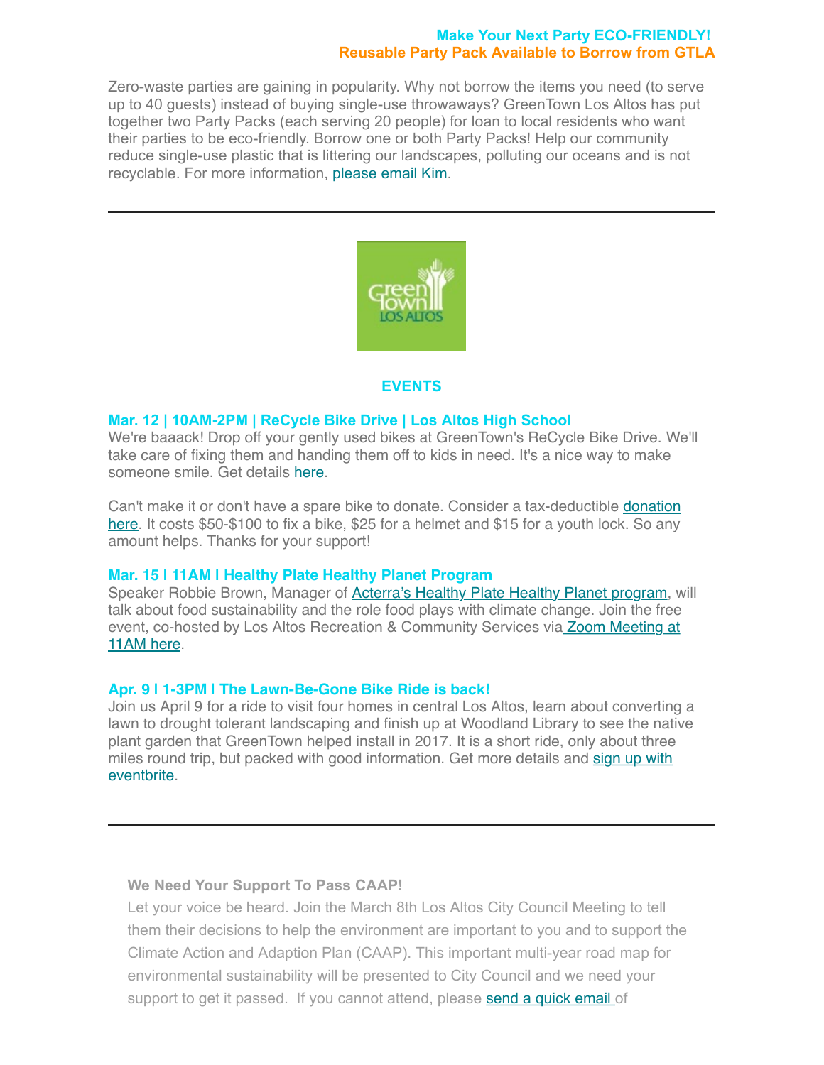**Make Your Next Party ECO-FRIENDLY!**
**Reusable Party Pack Available to Borrow from GTLA**

Zero-waste parties are gaining in popularity. Why not borrow the items you need (to serve up to 40 guests) instead of buying single-use throwaways? GreenTown Los Altos has put together two Party Packs (each serving 20 people) for loan to local residents who want their parties to be eco-friendly. Borrow one or both Party Packs! Help our community reduce single-use plastic that is littering our landscapes, polluting our oceans and is not recyclable. For more information, please email Kim.

---

## EVENTS

**Mar. 12 | 10AM-2PM | ReCycle Bike Drive | Los Altos High School**

We're baaack! Drop off your gently used bikes at GreenTown's ReCycle Bike Drive. We'll take care of fixing them and handing them off to kids in need. It's a nice way to make someone smile. Get details here.

Can't make it or don't have a spare bike to donate. Consider a tax-deductible donation here. It costs $50-$100 to fix a bike, $25 for a helmet and $15 for a youth lock. So any amount helps. Thanks for your support!

**Mar. 15 l 11AM l Healthy Plate Healthy Planet Program**

Speaker Robbie Brown, Manager of Acterra's Healthy Plate Healthy Planet program, will talk about food sustainability and the role food plays with climate change. Join the free event, co-hosted by Los Altos Recreation & Community Services via Zoom Meeting at 11AM here.

**Apr. 9 l 1-3PM l The Lawn-Be-Gone Bike Ride is back!**

Join us April 9 for a ride to visit four homes in central Los Altos, learn about converting a lawn to drought tolerant landscaping and finish up at Woodland Library to see the native plant garden that GreenTown helped install in 2017. It is a short ride, only about three miles round trip, but packed with good information. Get more details and sign up with eventbrite.

---

**We Need Your Support To Pass CAAP!**

Let your voice be heard. Join the March 8th Los Altos City Council Meeting to tell them their decisions to help the environment are important to you and to support the Climate Action and Adaption Plan (CAAP). This important multi-year road map for environmental sustainability will be presented to City Council and we need your support to get it passed. If you cannot attend, please send a quick email of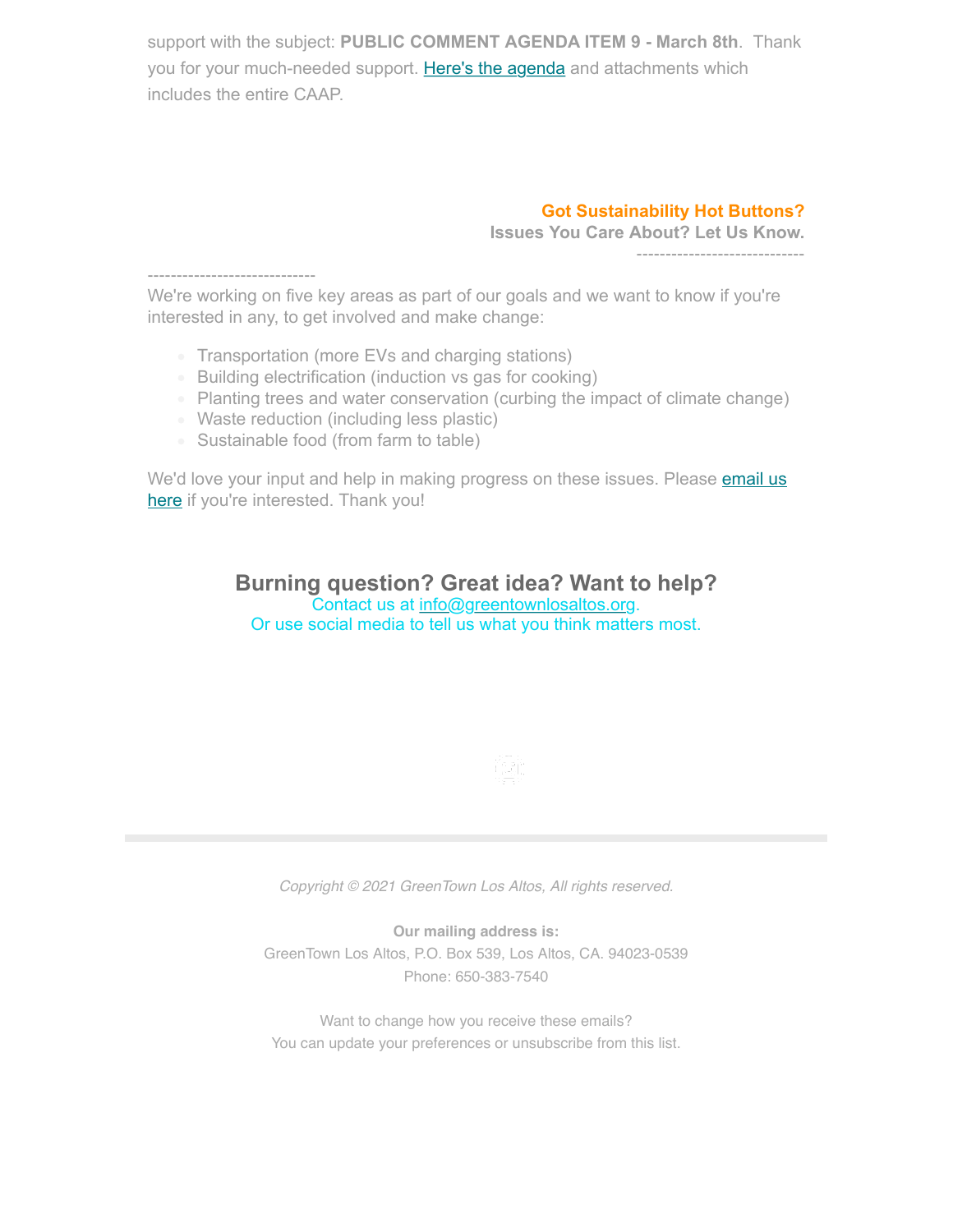support with the subject: **PUBLIC COMMENT AGENDA ITEM 9 - March 8th**. Thank you for your much-needed support. Here's the agenda and attachments which includes the entire CAAP.

**Got Sustainability Hot Buttons?**
**Issues You Care About? Let Us Know.**

-----------------------------

-----------------------------

We're working on five key areas as part of our goals and we want to know if you're interested in any, to get involved and make change:

- Transportation (more EVs and charging stations)
- Building electrification (induction vs gas for cooking)
- Planting trees and water conservation (curbing the impact of climate change)
- Waste reduction (including less plastic)
- Sustainable food (from farm to table)

We'd love your input and help in making progress on these issues. Please email us here if you're interested. Thank you!

## Burning question? Great idea? Want to help?

Contact us at info@greentownlosaltos.org.
Or use social media to tell us what you think matters most.

*Copyright © 2021 GreenTown Los Altos, All rights reserved.*

**Our mailing address is:**
GreenTown Los Altos, P.O. Box 539, Los Altos, CA. 94023-0539
Phone: 650-383-7540

Want to change how you receive these emails?
You can update your preferences or unsubscribe from this list.